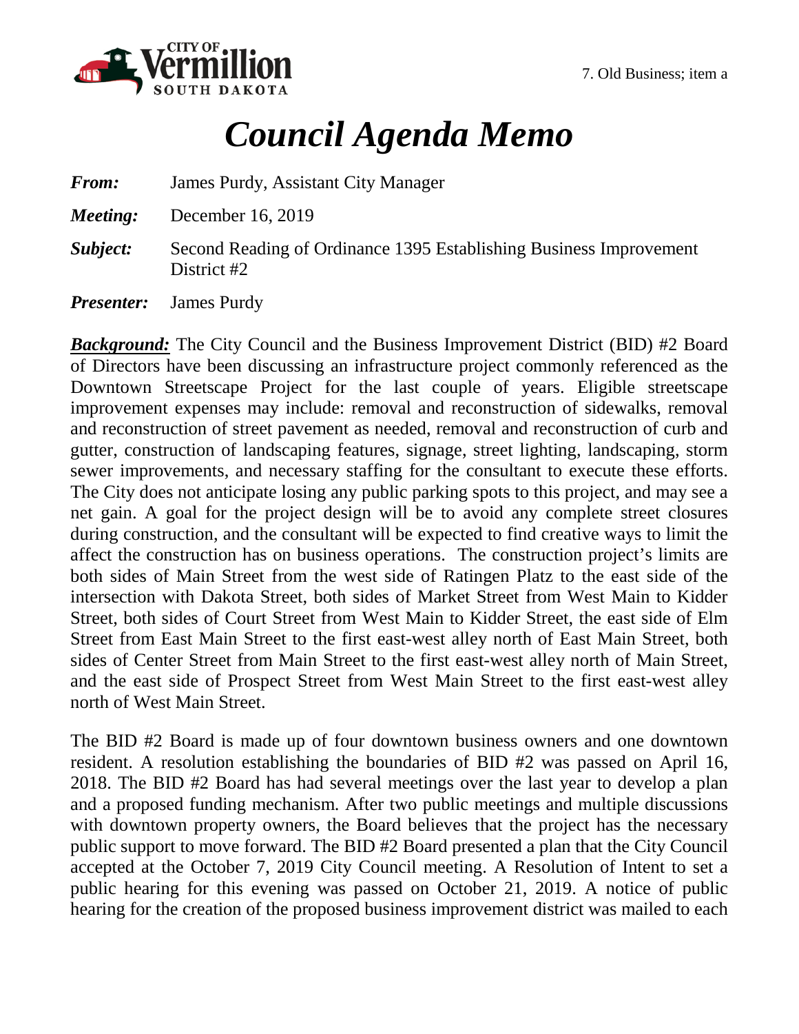7. Old Business; item a

# *Council Agenda Memo*

***From:*** James Purdy, Assistant City Manager

***Meeting:*** December 16, 2019

***Subject:*** Second Reading of Ordinance 1395 Establishing Business Improvement District #2

***Presenter:*** James Purdy

***Background:*** The City Council and the Business Improvement District (BID) #2 Board of Directors have been discussing an infrastructure project commonly referenced as the Downtown Streetscape Project for the last couple of years. Eligible streetscape improvement expenses may include: removal and reconstruction of sidewalks, removal and reconstruction of street pavement as needed, removal and reconstruction of curb and gutter, construction of landscaping features, signage, street lighting, landscaping, storm sewer improvements, and necessary staffing for the consultant to execute these efforts. The City does not anticipate losing any public parking spots to this project, and may see a net gain. A goal for the project design will be to avoid any complete street closures during construction, and the consultant will be expected to find creative ways to limit the affect the construction has on business operations. The construction project's limits are both sides of Main Street from the west side of Ratingen Platz to the east side of the intersection with Dakota Street, both sides of Market Street from West Main to Kidder Street, both sides of Court Street from West Main to Kidder Street, the east side of Elm Street from East Main Street to the first east-west alley north of East Main Street, both sides of Center Street from Main Street to the first east-west alley north of Main Street, and the east side of Prospect Street from West Main Street to the first east-west alley north of West Main Street.

The BID #2 Board is made up of four downtown business owners and one downtown resident. A resolution establishing the boundaries of BID #2 was passed on April 16, 2018. The BID #2 Board has had several meetings over the last year to develop a plan and a proposed funding mechanism. After two public meetings and multiple discussions with downtown property owners, the Board believes that the project has the necessary public support to move forward. The BID #2 Board presented a plan that the City Council accepted at the October 7, 2019 City Council meeting. A Resolution of Intent to set a public hearing for this evening was passed on October 21, 2019. A notice of public hearing for the creation of the proposed business improvement district was mailed to each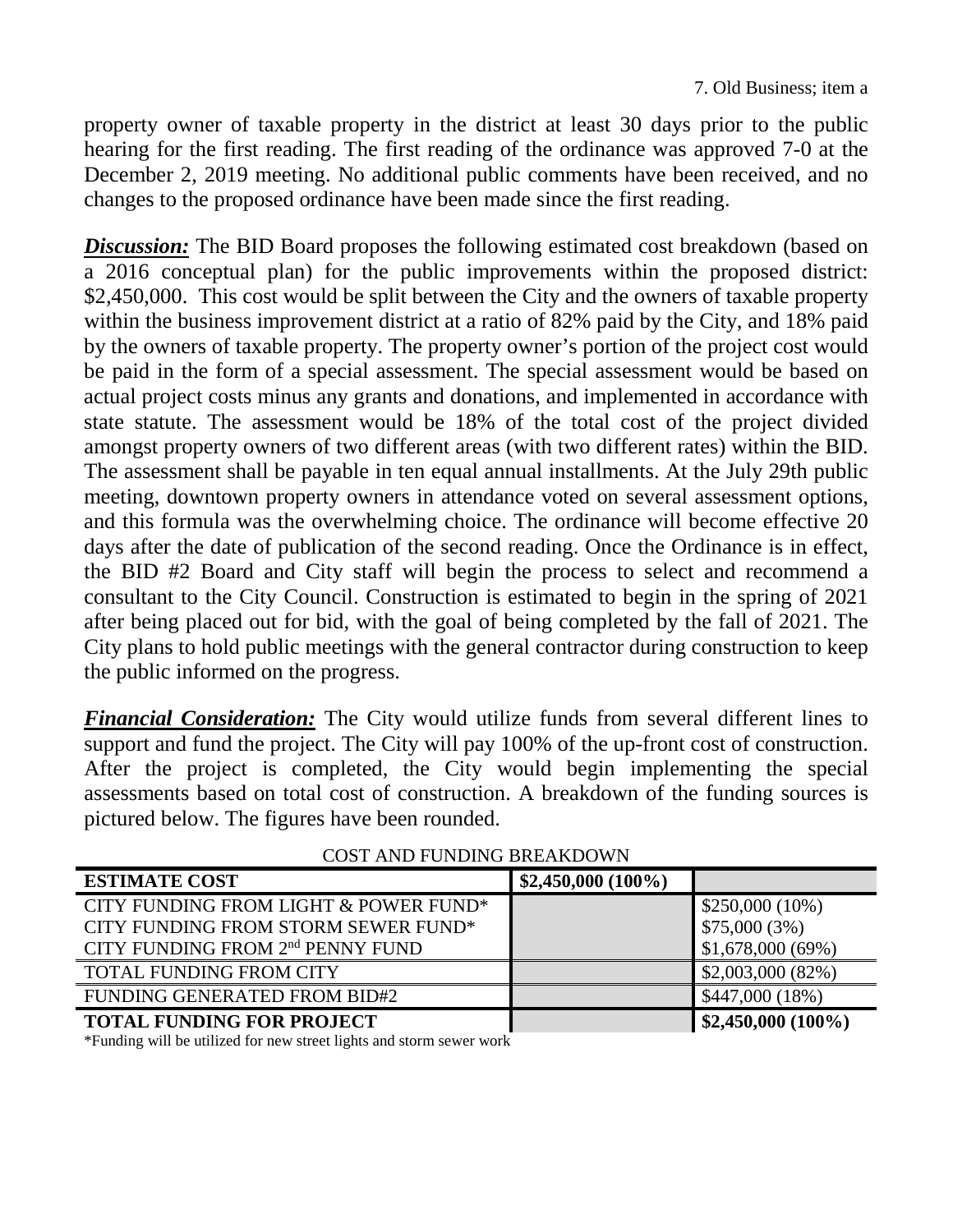property owner of taxable property in the district at least 30 days prior to the public hearing for the first reading. The first reading of the ordinance was approved 7-0 at the December 2, 2019 meeting. No additional public comments have been received, and no changes to the proposed ordinance have been made since the first reading.

***Discussion:*** The BID Board proposes the following estimated cost breakdown (based on a 2016 conceptual plan) for the public improvements within the proposed district: $2,450,000. This cost would be split between the City and the owners of taxable property within the business improvement district at a ratio of 82% paid by the City, and 18% paid by the owners of taxable property. The property owner's portion of the project cost would be paid in the form of a special assessment. The special assessment would be based on actual project costs minus any grants and donations, and implemented in accordance with state statute. The assessment would be 18% of the total cost of the project divided amongst property owners of two different areas (with two different rates) within the BID. The assessment shall be payable in ten equal annual installments. At the July 29th public meeting, downtown property owners in attendance voted on several assessment options, and this formula was the overwhelming choice. The ordinance will become effective 20 days after the date of publication of the second reading. Once the Ordinance is in effect, the BID #2 Board and City staff will begin the process to select and recommend a consultant to the City Council. Construction is estimated to begin in the spring of 2021 after being placed out for bid, with the goal of being completed by the fall of 2021. The City plans to hold public meetings with the general contractor during construction to keep the public informed on the progress.

***Financial Consideration:*** The City would utilize funds from several different lines to support and fund the project. The City will pay 100% of the up-front cost of construction. After the project is completed, the City would begin implementing the special assessments based on total cost of construction. A breakdown of the funding sources is pictured below. The figures have been rounded.

COST AND FUNDING BREAKDOWN

| **ESTIMATE COST** | **$2,450,000 (100%)** | |
|---|---|---|
| CITY FUNDING FROM LIGHT & POWER FUND* | | $250,000 (10%) |
| CITY FUNDING FROM STORM SEWER FUND* | | $75,000 (3%) |
| CITY FUNDING FROM 2nd PENNY FUND | | $1,678,000 (69%) |
| TOTAL FUNDING FROM CITY | | $2,003,000 (82%) |
| FUNDING GENERATED FROM BID#2 | | $447,000 (18%) |
| **TOTAL FUNDING FOR PROJECT** | | **$2,450,000 (100%)** |

*Funding will be utilized for new street lights and storm sewer work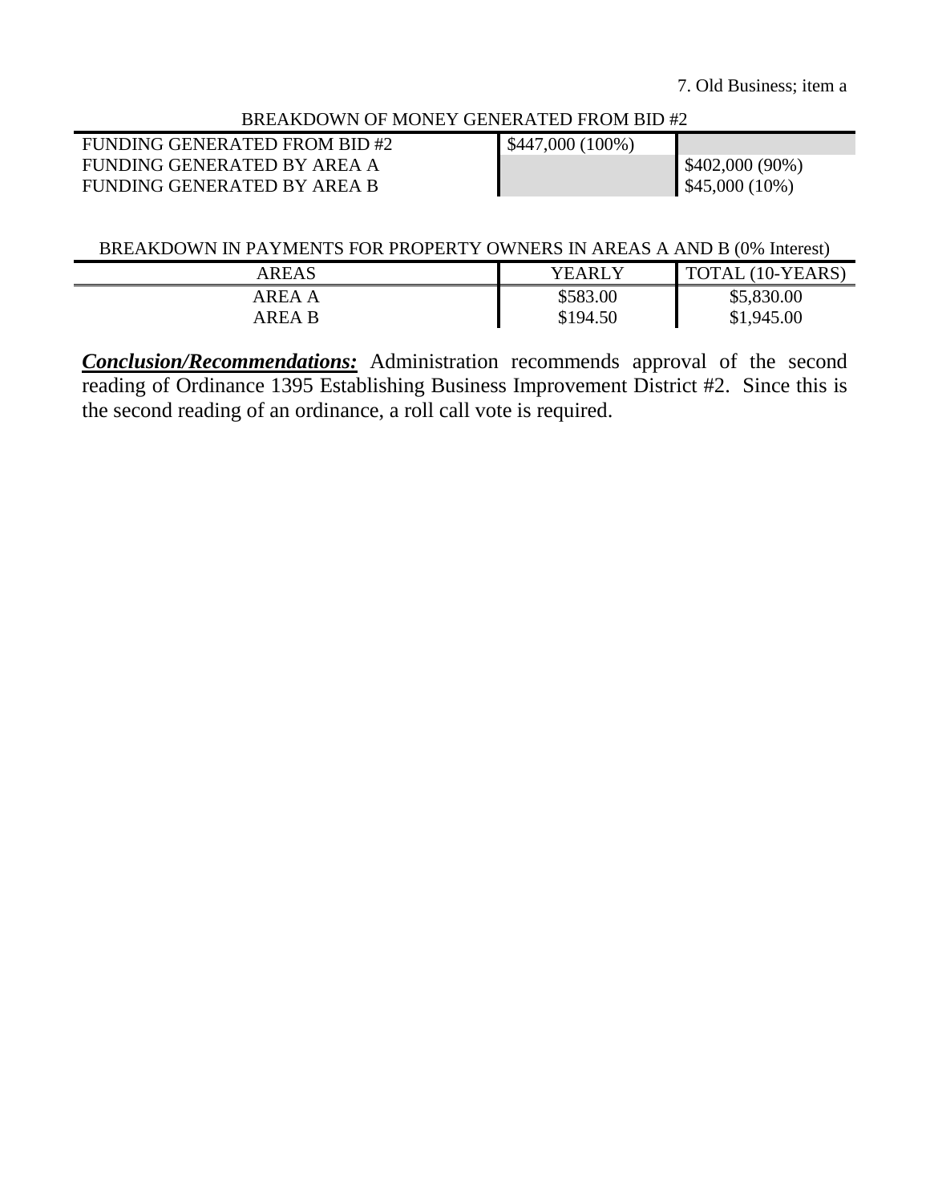7. Old Business; item a

BREAKDOWN OF MONEY GENERATED FROM BID #2

| | | |
|---|---|---|
| FUNDING GENERATED FROM BID #2 | $447,000 (100%) | |
| FUNDING GENERATED BY AREA A | | $402,000 (90%) |
| FUNDING GENERATED BY AREA B | | $45,000 (10%) |

BREAKDOWN IN PAYMENTS FOR PROPERTY OWNERS IN AREAS A AND B (0% Interest)

| AREAS | YEARLY | TOTAL (10-YEARS) |
|---|---|---|
| AREA A | $583.00 | $5,830.00 |
| AREA B | $194.50 | $1,945.00 |

***Conclusion/Recommendations:*** Administration recommends approval of the second reading of Ordinance 1395 Establishing Business Improvement District #2. Since this is the second reading of an ordinance, a roll call vote is required.